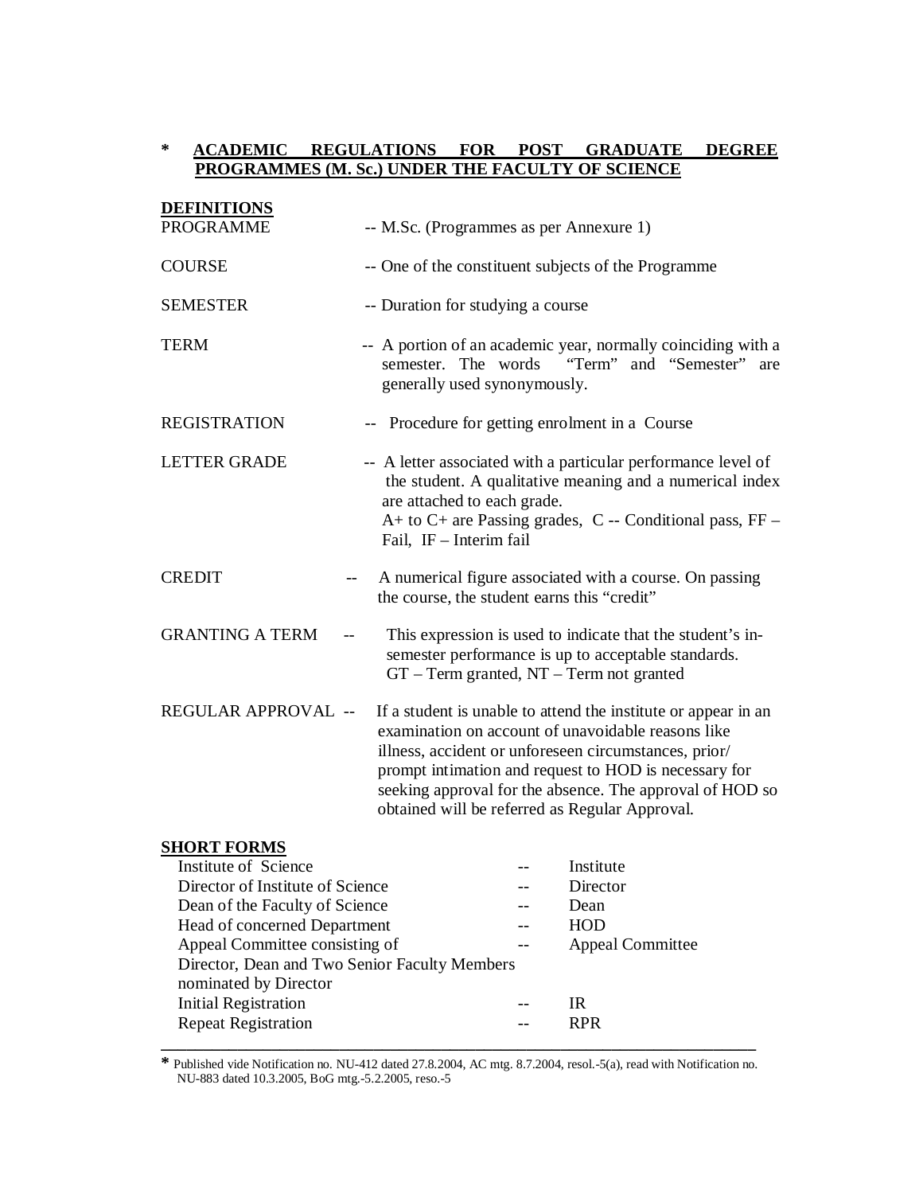# * ACADEMIC REGULATIONS FOR POST GRADUATE DEGREE PROGRAMMES (M. Sc.) UNDER THE FACULTY OF SCIENCE

## DEFINITIONS

| | |
|---|---|
| PROGRAMME | -- M.Sc. (Programmes as per Annexure 1) |
| COURSE | -- One of the constituent subjects of the Programme |
| SEMESTER | -- Duration for studying a course |
| TERM | -- A portion of an academic year, normally coinciding with a semester. The words "Term" and "Semester" are generally used synonymously. |
| REGISTRATION | -- Procedure for getting enrolment in a Course |
| LETTER GRADE | -- A letter associated with a particular performance level of the student. A qualitative meaning and a numerical index are attached to each grade. A+ to C+ are Passing grades, C -- Conditional pass, FF – Fail, IF – Interim fail |
| CREDIT | -- A numerical figure associated with a course. On passing the course, the student earns this "credit" |
| GRANTING A TERM | -- This expression is used to indicate that the student's in-semester performance is up to acceptable standards. GT – Term granted, NT – Term not granted |
| REGULAR APPROVAL | -- If a student is unable to attend the institute or appear in an examination on account of unavoidable reasons like illness, accident or unforeseen circumstances, prior/ prompt intimation and request to HOD is necessary for seeking approval for the absence. The approval of HOD so obtained will be referred as Regular Approval. |

## SHORT FORMS

| | | |
|---|---|---|
| Institute of Science | -- | Institute |
| Director of Institute of Science | -- | Director |
| Dean of the Faculty of Science | -- | Dean |
| Head of concerned Department | -- | HOD |
| Appeal Committee consisting of Director, Dean and Two Senior Faculty Members nominated by Director | -- | Appeal Committee |
| Initial Registration | -- | IR |
| Repeat Registration | -- | RPR |

---

* Published vide Notification no. NU-412 dated 27.8.2004, AC mtg. 8.7.2004, resol.-5(a), read with Notification no. NU-883 dated 10.3.2005, BoG mtg.-5.2.2005, reso.-5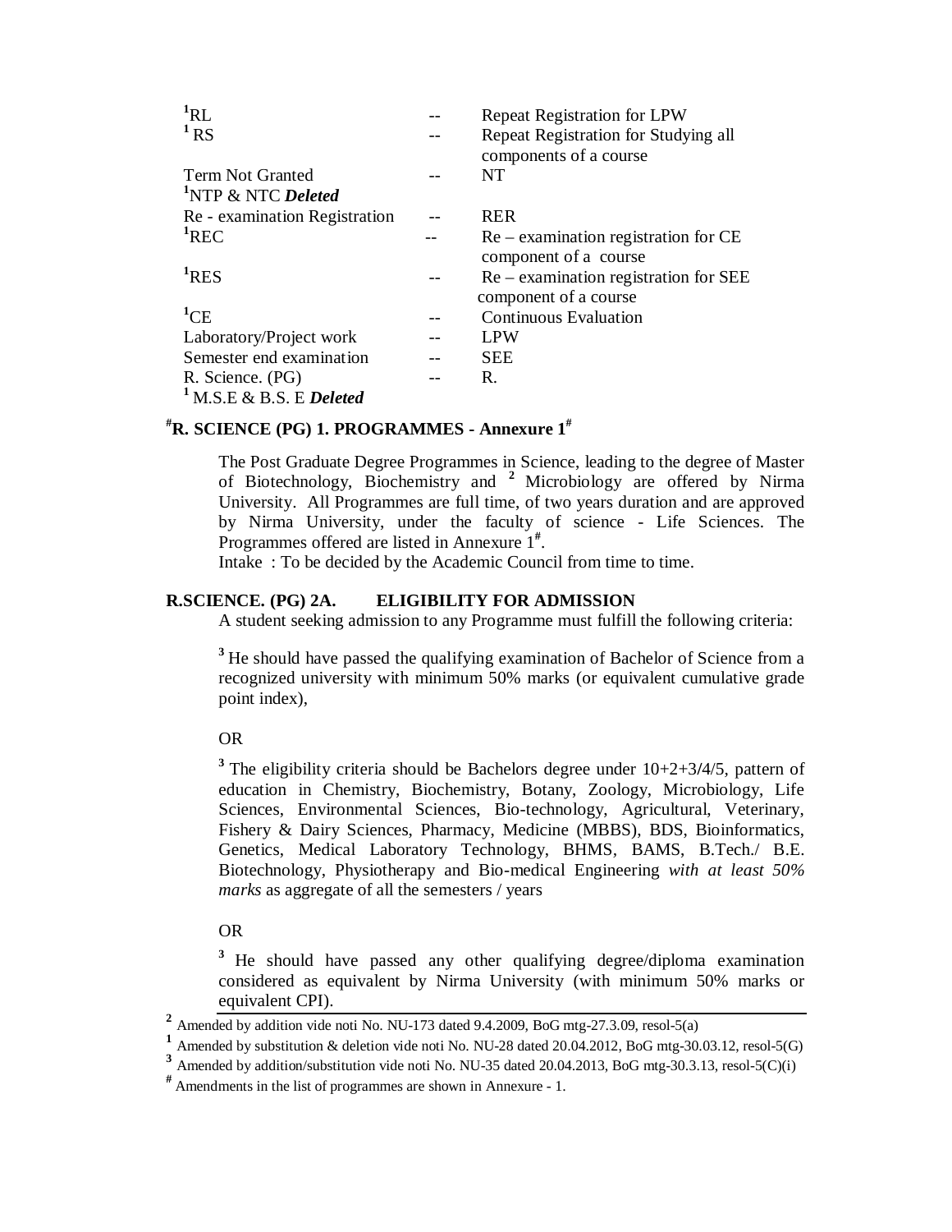| | | |
|---|---|---|
| [1]RL | -- | Repeat Registration for LPW |
| [1] RS | -- | Repeat Registration for Studying all components of a course |
| Term Not Granted | -- | NT |
| [1]NTP & NTC ***Deleted*** | | |
| Re - examination Registration | -- | RER |
| [1]REC | -- | Re – examination registration for CE component of a course |
| [1]RES | -- | Re – examination registration for SEE component of a course |
| [1]CE | -- | Continuous Evaluation |
| Laboratory/Project work | -- | LPW |
| Semester end examination | -- | SEE |
| R. Science. (PG) | -- | R. |
| [1] M.S.E & B.S. E ***Deleted*** | | |

## [#]R. SCIENCE (PG) 1. PROGRAMMES - Annexure 1[#]

The Post Graduate Degree Programmes in Science, leading to the degree of Master of Biotechnology, Biochemistry and [2] Microbiology are offered by Nirma University. All Programmes are full time, of two years duration and are approved by Nirma University, under the faculty of science - Life Sciences. The Programmes offered are listed in Annexure 1[#].

Intake : To be decided by the Academic Council from time to time.

## R.SCIENCE. (PG) 2A. ELIGIBILITY FOR ADMISSION

A student seeking admission to any Programme must fulfill the following criteria:

[3] He should have passed the qualifying examination of Bachelor of Science from a recognized university with minimum 50% marks (or equivalent cumulative grade point index),

OR

[3] The eligibility criteria should be Bachelors degree under 10+2+3/4/5, pattern of education in Chemistry, Biochemistry, Botany, Zoology, Microbiology, Life Sciences, Environmental Sciences, Bio-technology, Agricultural, Veterinary, Fishery & Dairy Sciences, Pharmacy, Medicine (MBBS), BDS, Bioinformatics, Genetics, Medical Laboratory Technology, BHMS, BAMS, B.Tech./ B.E. Biotechnology, Physiotherapy and Bio-medical Engineering *with at least 50% marks* as aggregate of all the semesters / years

OR

[3] He should have passed any other qualifying degree/diploma examination considered as equivalent by Nirma University (with minimum 50% marks or equivalent CPI).

---

[2] Amended by addition vide noti No. NU-173 dated 9.4.2009, BoG mtg-27.3.09, resol-5(a)

[1] Amended by substitution & deletion vide noti No. NU-28 dated 20.04.2012, BoG mtg-30.03.12, resol-5(G)

[3] Amended by addition/substitution vide noti No. NU-35 dated 20.04.2013, BoG mtg-30.3.13, resol-5(C)(i)

[#] Amendments in the list of programmes are shown in Annexure - 1.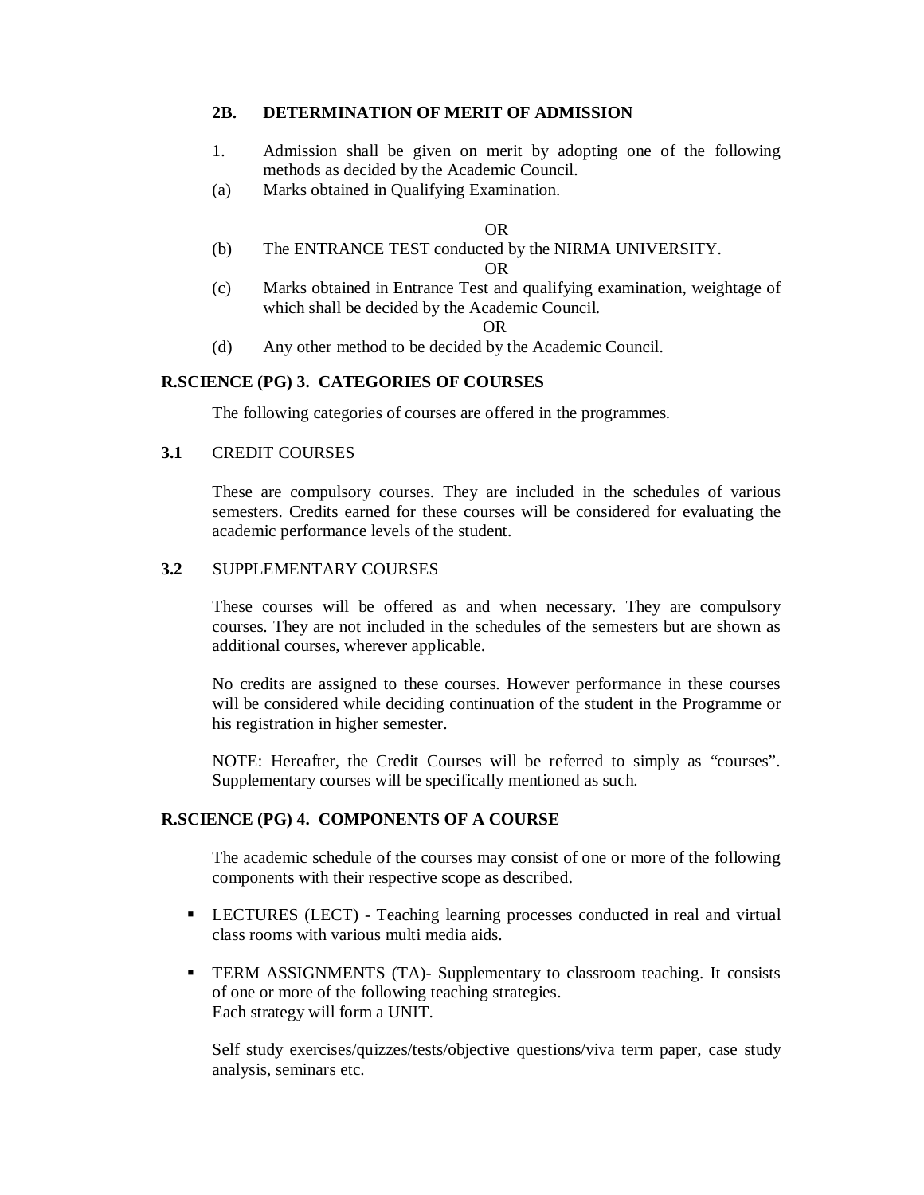## 2B. DETERMINATION OF MERIT OF ADMISSION

1. Admission shall be given on merit by adopting one of the following methods as decided by the Academic Council.

(a) Marks obtained in Qualifying Examination.

OR

(b) The ENTRANCE TEST conducted by the NIRMA UNIVERSITY.

OR

(c) Marks obtained in Entrance Test and qualifying examination, weightage of which shall be decided by the Academic Council.

OR

(d) Any other method to be decided by the Academic Council.

## R.SCIENCE (PG) 3. CATEGORIES OF COURSES

The following categories of courses are offered in the programmes.

**3.1** CREDIT COURSES

These are compulsory courses. They are included in the schedules of various semesters. Credits earned for these courses will be considered for evaluating the academic performance levels of the student.

**3.2** SUPPLEMENTARY COURSES

These courses will be offered as and when necessary. They are compulsory courses. They are not included in the schedules of the semesters but are shown as additional courses, wherever applicable.

No credits are assigned to these courses. However performance in these courses will be considered while deciding continuation of the student in the Programme or his registration in higher semester.

NOTE: Hereafter, the Credit Courses will be referred to simply as "courses". Supplementary courses will be specifically mentioned as such.

## R.SCIENCE (PG) 4. COMPONENTS OF A COURSE

The academic schedule of the courses may consist of one or more of the following components with their respective scope as described.

- LECTURES (LECT) - Teaching learning processes conducted in real and virtual class rooms with various multi media aids.

- TERM ASSIGNMENTS (TA)- Supplementary to classroom teaching. It consists of one or more of the following teaching strategies.
  Each strategy will form a UNIT.

  Self study exercises/quizzes/tests/objective questions/viva term paper, case study analysis, seminars etc.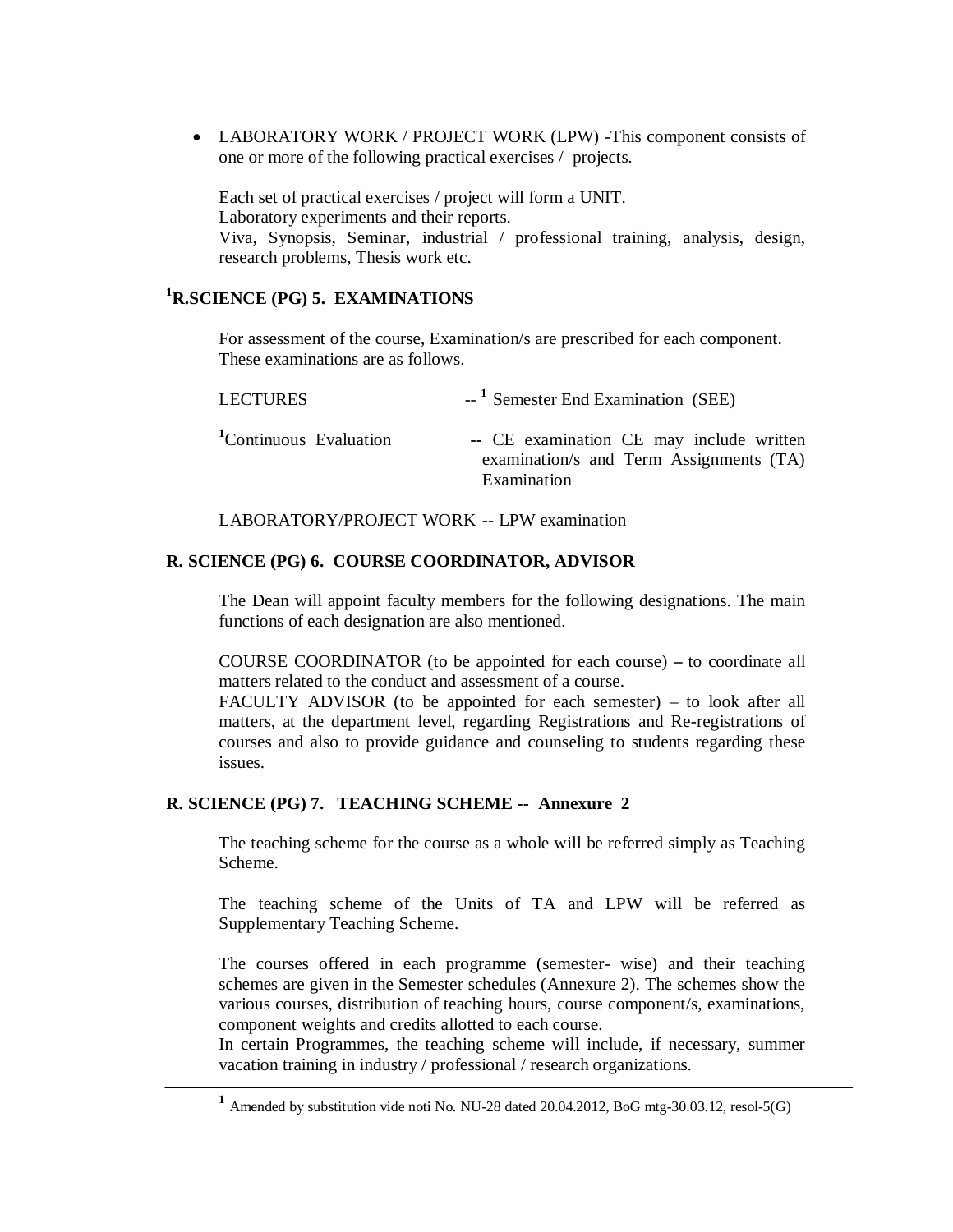- LABORATORY WORK / PROJECT WORK (LPW) -This component consists of one or more of the following practical exercises / projects.

  Each set of practical exercises / project will form a UNIT.
  Laboratory experiments and their reports.
  Viva, Synopsis, Seminar, industrial / professional training, analysis, design, research problems, Thesis work etc.

### [1]R.SCIENCE (PG) 5. EXAMINATIONS

For assessment of the course, Examination/s are prescribed for each component. These examinations are as follows.

| | |
|---|---|
| LECTURES | -- [1] Semester End Examination (SEE) |
| [1]Continuous Evaluation | -- CE examination CE may include written examination/s and Term Assignments (TA) Examination |
| LABORATORY/PROJECT WORK | -- LPW examination |

### R. SCIENCE (PG) 6. COURSE COORDINATOR, ADVISOR

The Dean will appoint faculty members for the following designations. The main functions of each designation are also mentioned.

COURSE COORDINATOR (to be appointed for each course) **–** to coordinate all matters related to the conduct and assessment of a course.
FACULTY ADVISOR (to be appointed for each semester) – to look after all matters, at the department level, regarding Registrations and Re-registrations of courses and also to provide guidance and counseling to students regarding these issues.

### R. SCIENCE (PG) 7. TEACHING SCHEME -- Annexure 2

The teaching scheme for the course as a whole will be referred simply as Teaching Scheme.

The teaching scheme of the Units of TA and LPW will be referred as Supplementary Teaching Scheme.

The courses offered in each programme (semester- wise) and their teaching schemes are given in the Semester schedules (Annexure 2). The schemes show the various courses, distribution of teaching hours, course component/s, examinations, component weights and credits allotted to each course.
In certain Programmes, the teaching scheme will include, if necessary, summer vacation training in industry / professional / research organizations.

---

[1] Amended by substitution vide noti No. NU-28 dated 20.04.2012, BoG mtg-30.03.12, resol-5(G)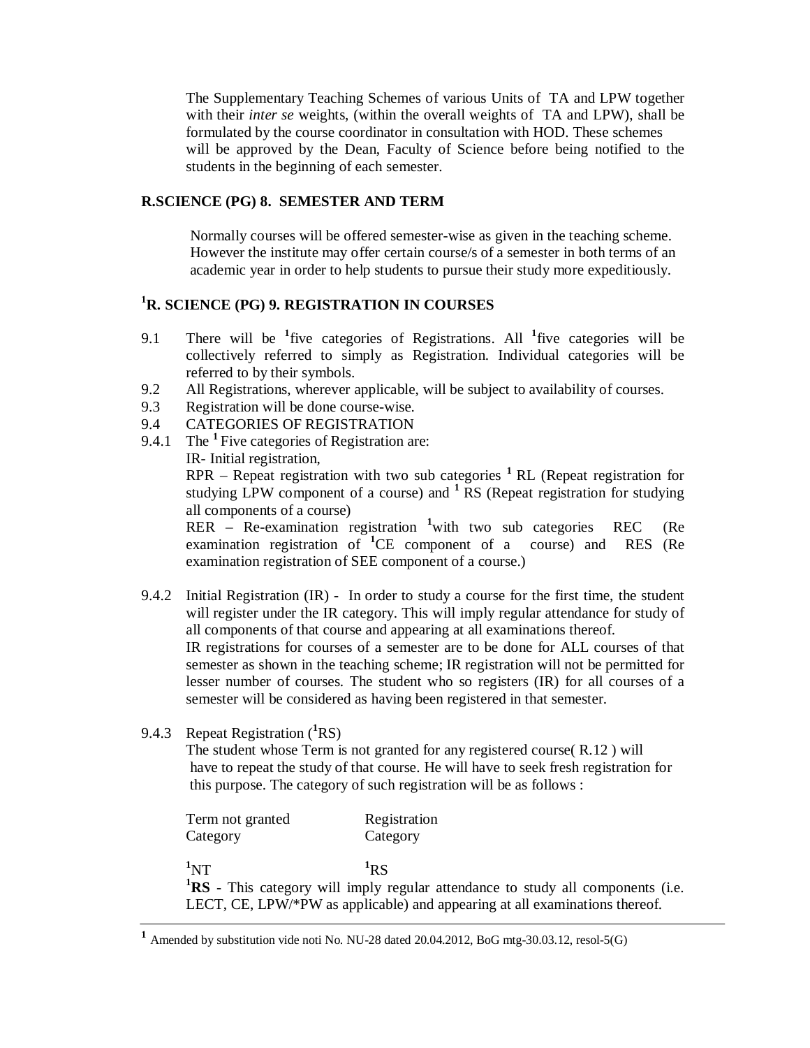The Supplementary Teaching Schemes of various Units of TA and LPW together with their *inter se* weights, (within the overall weights of TA and LPW), shall be formulated by the course coordinator in consultation with HOD. These schemes will be approved by the Dean, Faculty of Science before being notified to the students in the beginning of each semester.

## R.SCIENCE (PG) 8. SEMESTER AND TERM

Normally courses will be offered semester-wise as given in the teaching scheme. However the institute may offer certain course/s of a semester in both terms of an academic year in order to help students to pursue their study more expeditiously.

## [1]R. SCIENCE (PG) 9. REGISTRATION IN COURSES

9.1 There will be [1]five categories of Registrations. All [1]five categories will be collectively referred to simply as Registration. Individual categories will be referred to by their symbols.

9.2 All Registrations, wherever applicable, will be subject to availability of courses.

9.3 Registration will be done course-wise.

9.4 CATEGORIES OF REGISTRATION

9.4.1 The [1] Five categories of Registration are:

IR- Initial registration,

RPR – Repeat registration with two sub categories [1] RL (Repeat registration for studying LPW component of a course) and [1] RS (Repeat registration for studying all components of a course)

RER – Re-examination registration [1]with two sub categories REC (Re examination registration of [1]CE component of a course) and RES (Re examination registration of SEE component of a course.)

9.4.2 Initial Registration (IR) - In order to study a course for the first time, the student will register under the IR category. This will imply regular attendance for study of all components of that course and appearing at all examinations thereof.

IR registrations for courses of a semester are to be done for ALL courses of that semester as shown in the teaching scheme; IR registration will not be permitted for lesser number of courses. The student who so registers (IR) for all courses of a semester will be considered as having been registered in that semester.

9.4.3 Repeat Registration ([1]RS)

The student whose Term is not granted for any registered course( R.12 ) will have to repeat the study of that course. He will have to seek fresh registration for this purpose. The category of such registration will be as follows :

| Term not granted Category | Registration Category |
|---|---|
| [1]NT | [1]RS |

**[1]RS** - This category will imply regular attendance to study all components (i.e. LECT, CE, LPW/*PW as applicable) and appearing at all examinations thereof.

---

[1] Amended by substitution vide noti No. NU-28 dated 20.04.2012, BoG mtg-30.03.12, resol-5(G)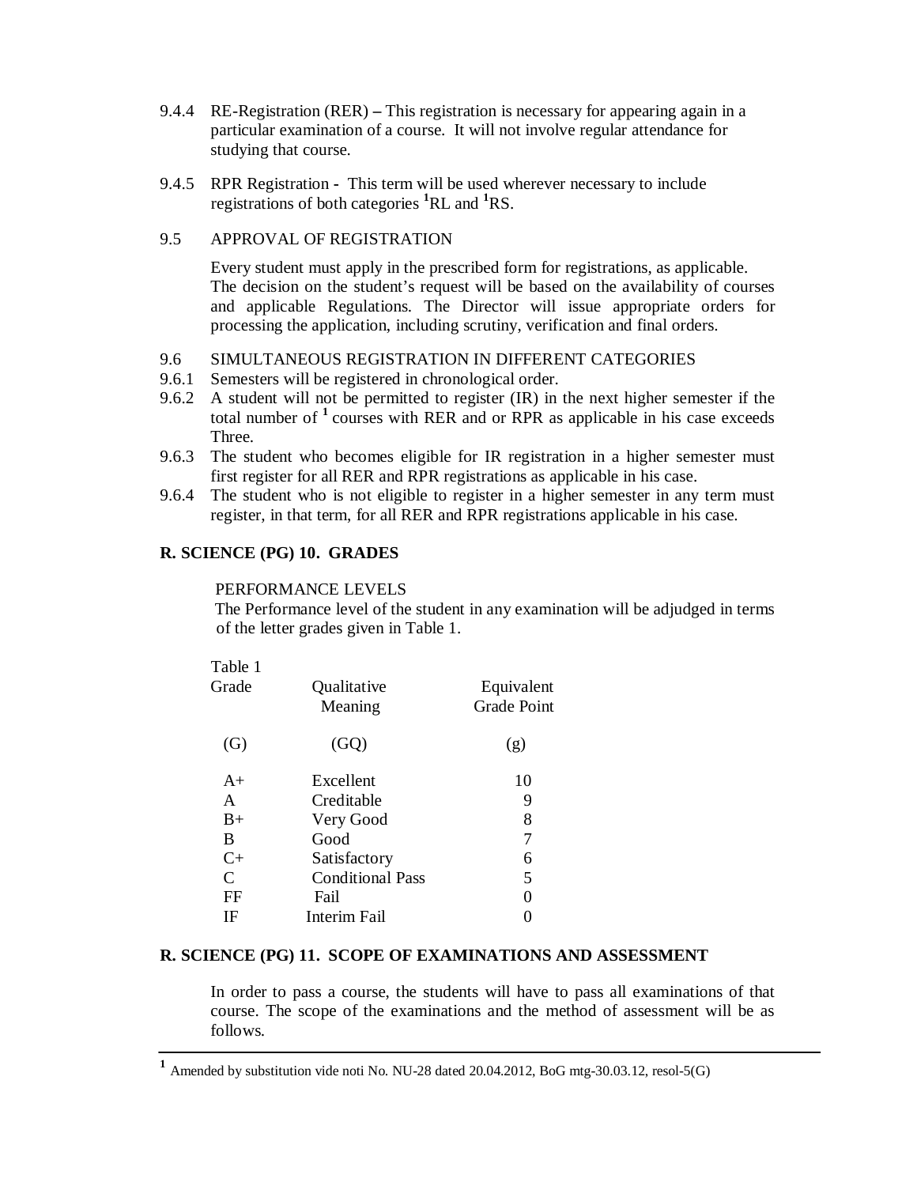9.4.4 RE-Registration (RER) – This registration is necessary for appearing again in a particular examination of a course. It will not involve regular attendance for studying that course.

9.4.5 RPR Registration - This term will be used wherever necessary to include registrations of both categories [1]RL and [1]RS.

9.5 APPROVAL OF REGISTRATION

Every student must apply in the prescribed form for registrations, as applicable. The decision on the student's request will be based on the availability of courses and applicable Regulations. The Director will issue appropriate orders for processing the application, including scrutiny, verification and final orders.

9.6 SIMULTANEOUS REGISTRATION IN DIFFERENT CATEGORIES

9.6.1 Semesters will be registered in chronological order.

9.6.2 A student will not be permitted to register (IR) in the next higher semester if the total number of [1] courses with RER and or RPR as applicable in his case exceeds Three.

9.6.3 The student who becomes eligible for IR registration in a higher semester must first register for all RER and RPR registrations as applicable in his case.

9.6.4 The student who is not eligible to register in a higher semester in any term must register, in that term, for all RER and RPR registrations applicable in his case.

## R. SCIENCE (PG) 10. GRADES

PERFORMANCE LEVELS

The Performance level of the student in any examination will be adjudged in terms of the letter grades given in Table 1.

Table 1

| Grade (G) | Qualitative Meaning (GQ) | Equivalent Grade Point (g) |
|---|---|---|
| A+ | Excellent | 10 |
| A | Creditable | 9 |
| B+ | Very Good | 8 |
| B | Good | 7 |
| C+ | Satisfactory | 6 |
| C | Conditional Pass | 5 |
| FF | Fail | 0 |
| IF | Interim Fail | 0 |

## R. SCIENCE (PG) 11. SCOPE OF EXAMINATIONS AND ASSESSMENT

In order to pass a course, the students will have to pass all examinations of that course. The scope of the examinations and the method of assessment will be as follows.

---

[1] Amended by substitution vide noti No. NU-28 dated 20.04.2012, BoG mtg-30.03.12, resol-5(G)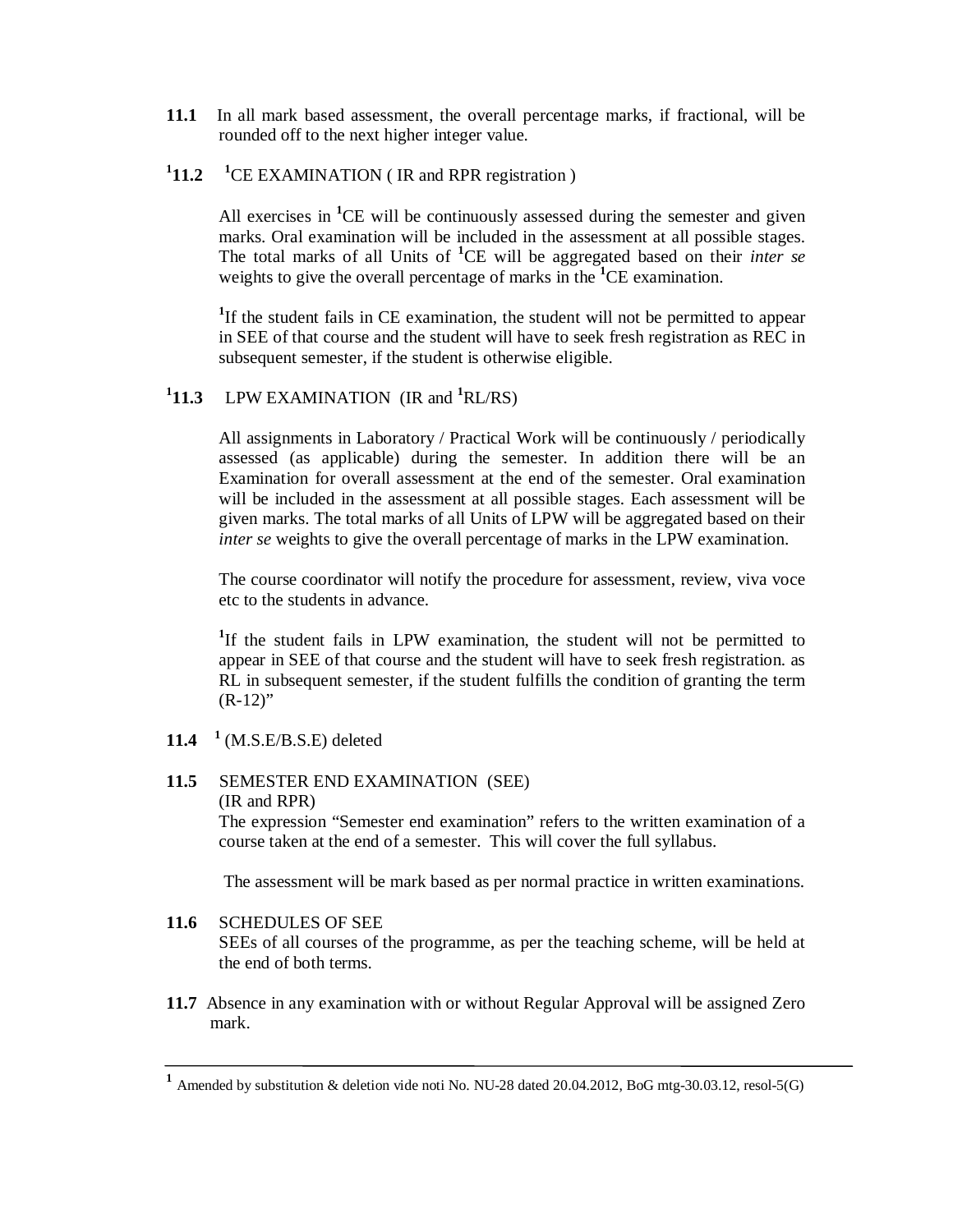**11.1** In all mark based assessment, the overall percentage marks, if fractional, will be rounded off to the next higher integer value.

**[1]11.2** [1]CE EXAMINATION ( IR and RPR registration )

All exercises in [1]CE will be continuously assessed during the semester and given marks. Oral examination will be included in the assessment at all possible stages. The total marks of all Units of [1]CE will be aggregated based on their *inter se* weights to give the overall percentage of marks in the [1]CE examination.

[1]If the student fails in CE examination, the student will not be permitted to appear in SEE of that course and the student will have to seek fresh registration as REC in subsequent semester, if the student is otherwise eligible.

**[1]11.3** LPW EXAMINATION (IR and [1]RL/RS)

All assignments in Laboratory / Practical Work will be continuously / periodically assessed (as applicable) during the semester. In addition there will be an Examination for overall assessment at the end of the semester. Oral examination will be included in the assessment at all possible stages. Each assessment will be given marks. The total marks of all Units of LPW will be aggregated based on their *inter se* weights to give the overall percentage of marks in the LPW examination.

The course coordinator will notify the procedure for assessment, review, viva voce etc to the students in advance.

[1]If the student fails in LPW examination, the student will not be permitted to appear in SEE of that course and the student will have to seek fresh registration. as RL in subsequent semester, if the student fulfills the condition of granting the term (R-12)"

**11.4** [1] (M.S.E/B.S.E) deleted

**11.5** SEMESTER END EXAMINATION (SEE)
(IR and RPR)
The expression "Semester end examination" refers to the written examination of a course taken at the end of a semester. This will cover the full syllabus.

The assessment will be mark based as per normal practice in written examinations.

**11.6** SCHEDULES OF SEE
SEEs of all courses of the programme, as per the teaching scheme, will be held at the end of both terms.

**11.7** Absence in any examination with or without Regular Approval will be assigned Zero mark.

---

[1] Amended by substitution & deletion vide noti No. NU-28 dated 20.04.2012, BoG mtg-30.03.12, resol-5(G)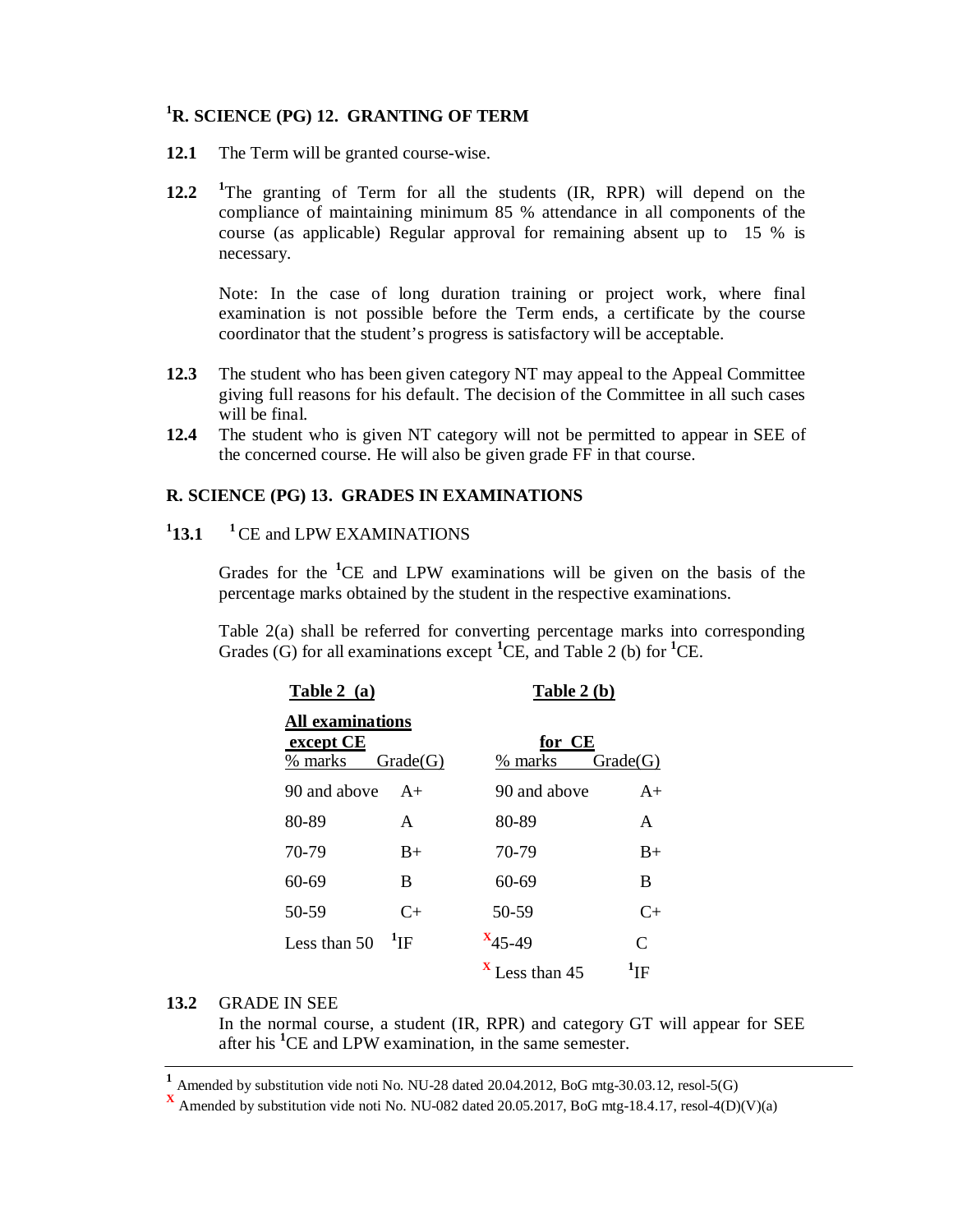## [1]R. SCIENCE (PG) 12. GRANTING OF TERM

**12.1** The Term will be granted course-wise.

**12.2** [1]The granting of Term for all the students (IR, RPR) will depend on the compliance of maintaining minimum 85 % attendance in all components of the course (as applicable) Regular approval for remaining absent up to 15 % is necessary.

Note: In the case of long duration training or project work, where final examination is not possible before the Term ends, a certificate by the course coordinator that the student's progress is satisfactory will be acceptable.

**12.3** The student who has been given category NT may appeal to the Appeal Committee giving full reasons for his default. The decision of the Committee in all such cases will be final.

**12.4** The student who is given NT category will not be permitted to appear in SEE of the concerned course. He will also be given grade FF in that course.

## R. SCIENCE (PG) 13. GRADES IN EXAMINATIONS

**[1]13.1** [1]CE and LPW EXAMINATIONS

Grades for the [1]CE and LPW examinations will be given on the basis of the percentage marks obtained by the student in the respective examinations.

Table 2(a) shall be referred for converting percentage marks into corresponding Grades (G) for all examinations except [1]CE, and Table 2 (b) for [1]CE.

| Table 2 (a) All examinations except CE | | Table 2 (b) for CE | |
|---|---|---|---|
| % marks | Grade(G) | % marks | Grade(G) |
| 90 and above | A+ | 90 and above | A+ |
| 80-89 | A | 80-89 | A |
| 70-79 | B+ | 70-79 | B+ |
| 60-69 | B | 60-69 | B |
| 50-59 | C+ | 50-59 | C+ |
| Less than 50 | [1]IF | [x]45-49 | C |
| | | [x] Less than 45 | [1]IF |

**13.2** GRADE IN SEE

In the normal course, a student (IR, RPR) and category GT will appear for SEE after his [1]CE and LPW examination, in the same semester.

---

[1] Amended by substitution vide noti No. NU-28 dated 20.04.2012, BoG mtg-30.03.12, resol-5(G)

[x] Amended by substitution vide noti No. NU-082 dated 20.05.2017, BoG mtg-18.4.17, resol-4(D)(V)(a)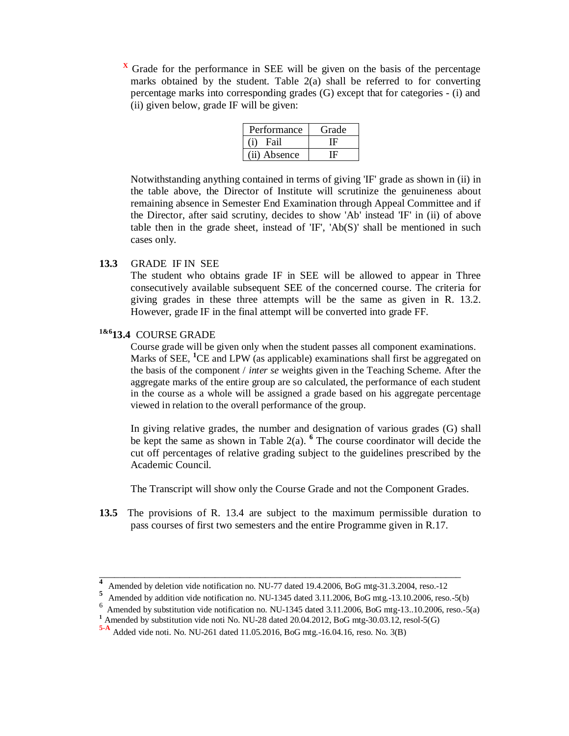[x] Grade for the performance in SEE will be given on the basis of the percentage marks obtained by the student. Table 2(a) shall be referred to for converting percentage marks into corresponding grades (G) except that for categories - (i) and (ii) given below, grade IF will be given:

| Performance | Grade |
|---|---|
| (i) Fail | IF |
| (ii) Absence | IF |

Notwithstanding anything contained in terms of giving 'IF' grade as shown in (ii) in the table above, the Director of Institute will scrutinize the genuineness about remaining absence in Semester End Examination through Appeal Committee and if the Director, after said scrutiny, decides to show 'Ab' instead 'IF' in (ii) of above table then in the grade sheet, instead of 'IF', 'Ab(S)' shall be mentioned in such cases only.

**13.3** GRADE IF IN SEE

The student who obtains grade IF in SEE will be allowed to appear in Three consecutively available subsequent SEE of the concerned course. The criteria for giving grades in these three attempts will be the same as given in R. 13.2. However, grade IF in the final attempt will be converted into grade FF.

[1&6]**13.4** COURSE GRADE

Course grade will be given only when the student passes all component examinations. Marks of SEE, [1]CE and LPW (as applicable) examinations shall first be aggregated on the basis of the component / *inter se* weights given in the Teaching Scheme. After the aggregate marks of the entire group are so calculated, the performance of each student in the course as a whole will be assigned a grade based on his aggregate percentage viewed in relation to the overall performance of the group.

In giving relative grades, the number and designation of various grades (G) shall be kept the same as shown in Table 2(a). [6] The course coordinator will decide the cut off percentages of relative grading subject to the guidelines prescribed by the Academic Council.

The Transcript will show only the Course Grade and not the Component Grades.

**13.5** The provisions of R. 13.4 are subject to the maximum permissible duration to pass courses of first two semesters and the entire Programme given in R.17.

---

[4] Amended by deletion vide notification no. NU-77 dated 19.4.2006, BoG mtg-31.3.2004, reso.-12

[5] Amended by addition vide notification no. NU-1345 dated 3.11.2006, BoG mtg.-13.10.2006, reso.-5(b)

[6] Amended by substitution vide notification no. NU-1345 dated 3.11.2006, BoG mtg-13..10.2006, reso.-5(a)

[1] Amended by substitution vide noti No. NU-28 dated 20.04.2012, BoG mtg-30.03.12, resol-5(G)

[5-A] Added vide noti. No. NU-261 dated 11.05.2016, BoG mtg.-16.04.16, reso. No. 3(B)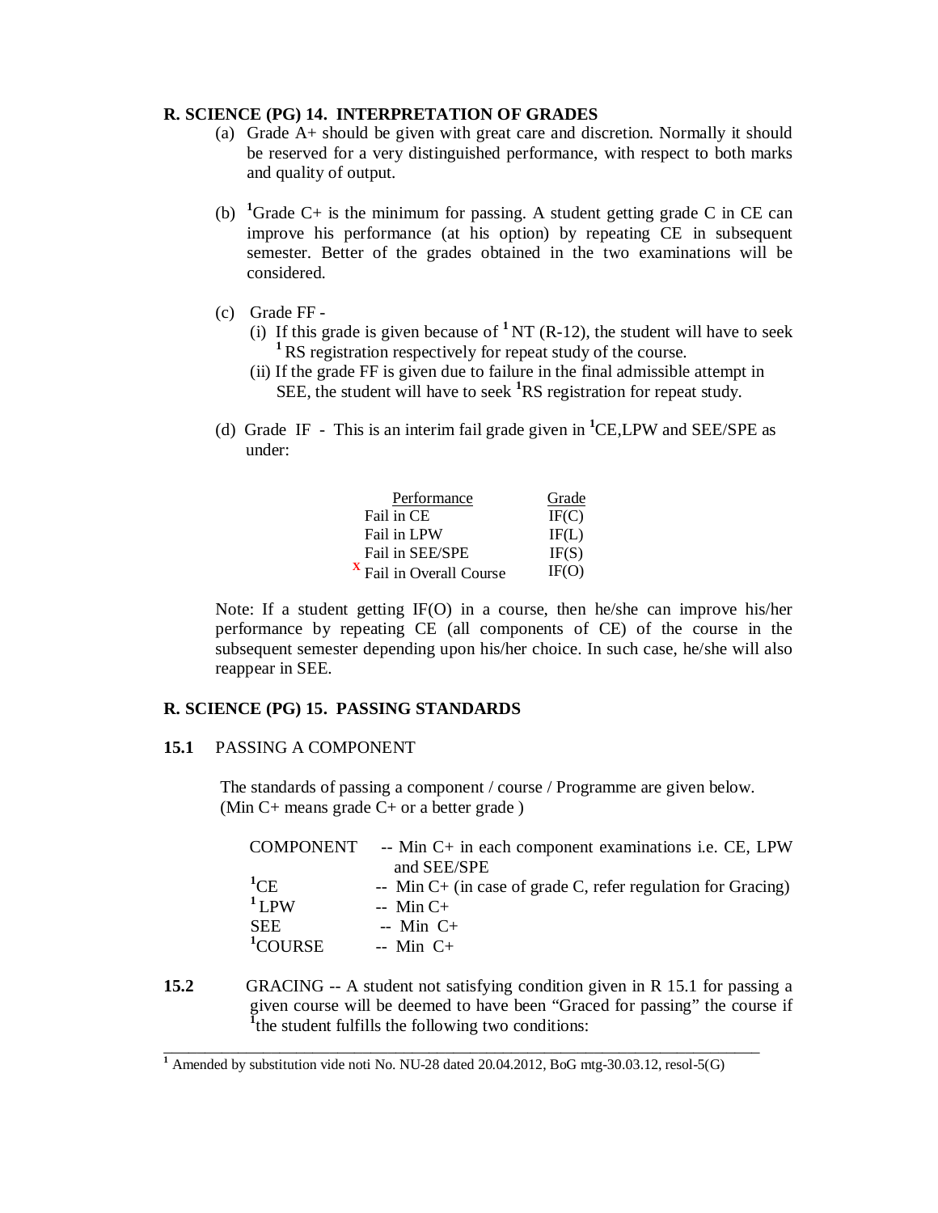**R. SCIENCE (PG) 14. INTERPRETATION OF GRADES**

(a) Grade A+ should be given with great care and discretion. Normally it should be reserved for a very distinguished performance, with respect to both marks and quality of output.

(b) [1]Grade C+ is the minimum for passing. A student getting grade C in CE can improve his performance (at his option) by repeating CE in subsequent semester. Better of the grades obtained in the two examinations will be considered.

(c) Grade FF -

(i) If this grade is given because of [1] NT (R-12), the student will have to seek [1] RS registration respectively for repeat study of the course.

(ii) If the grade FF is given due to failure in the final admissible attempt in SEE, the student will have to seek [1]RS registration for repeat study.

(d) Grade IF - This is an interim fail grade given in [1]CE,LPW and SEE/SPE as under:

| Performance | Grade |
|---|---|
| Fail in CE | IF(C) |
| Fail in LPW | IF(L) |
| Fail in SEE/SPE | IF(S) |
| x Fail in Overall Course | IF(O) |

Note: If a student getting IF(O) in a course, then he/she can improve his/her performance by repeating CE (all components of CE) of the course in the subsequent semester depending upon his/her choice. In such case, he/she will also reappear in SEE.

**R. SCIENCE (PG) 15. PASSING STANDARDS**

**15.1** PASSING A COMPONENT

The standards of passing a component / course / Programme are given below.
(Min C+ means grade C+ or a better grade )

| | |
|---|---|
| COMPONENT | -- Min C+ in each component examinations i.e. CE, LPW and SEE/SPE |
| [1]CE | -- Min C+ (in case of grade C, refer regulation for Gracing) |
| [1] LPW | -- Min C+ |
| SEE | -- Min C+ |
| [1]COURSE | -- Min C+ |

**15.2** GRACING -- A student not satisfying condition given in R 15.1 for passing a given course will be deemed to have been "Graced for passing" the course if [1]the student fulfills the following two conditions:

---

[1] Amended by substitution vide noti No. NU-28 dated 20.04.2012, BoG mtg-30.03.12, resol-5(G)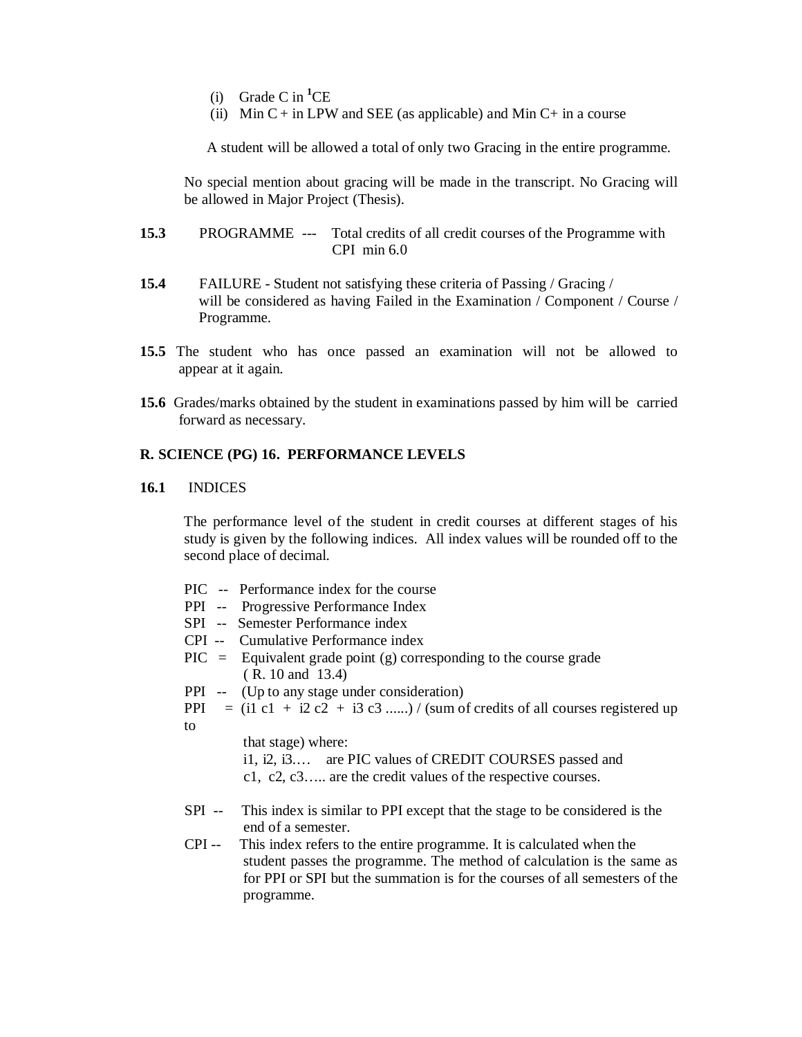(i) Grade C in [1]CE
(ii) Min C + in LPW and SEE (as applicable) and Min C+ in a course

A student will be allowed a total of only two Gracing in the entire programme.

No special mention about gracing will be made in the transcript. No Gracing will be allowed in Major Project (Thesis).

**15.3** PROGRAMME --- Total credits of all credit courses of the Programme with CPI min 6.0

**15.4** FAILURE - Student not satisfying these criteria of Passing / Gracing / will be considered as having Failed in the Examination / Component / Course / Programme.

**15.5** The student who has once passed an examination will not be allowed to appear at it again.

**15.6** Grades/marks obtained by the student in examinations passed by him will be carried forward as necessary.

## R. SCIENCE (PG) 16. PERFORMANCE LEVELS

**16.1** INDICES

The performance level of the student in credit courses at different stages of his study is given by the following indices. All index values will be rounded off to the second place of decimal.

PIC -- Performance index for the course
PPI -- Progressive Performance Index
SPI -- Semester Performance index
CPI -- Cumulative Performance index
PIC = Equivalent grade point (g) corresponding to the course grade (R. 10 and 13.4)
PPI -- (Up to any stage under consideration)
PPI = $(i_1 c_1 + i_2 c_2 + i_3 c_3 \ldots\ldots)$ / (sum of credits of all courses registered up to that stage) where:
$i_1, i_2, i_3 \ldots$ are PIC values of CREDIT COURSES passed and
$c_1, c_2, c_3 \ldots$ are the credit values of the respective courses.

SPI -- This index is similar to PPI except that the stage to be considered is the end of a semester.
CPI -- This index refers to the entire programme. It is calculated when the student passes the programme. The method of calculation is the same as for PPI or SPI but the summation is for the courses of all semesters of the programme.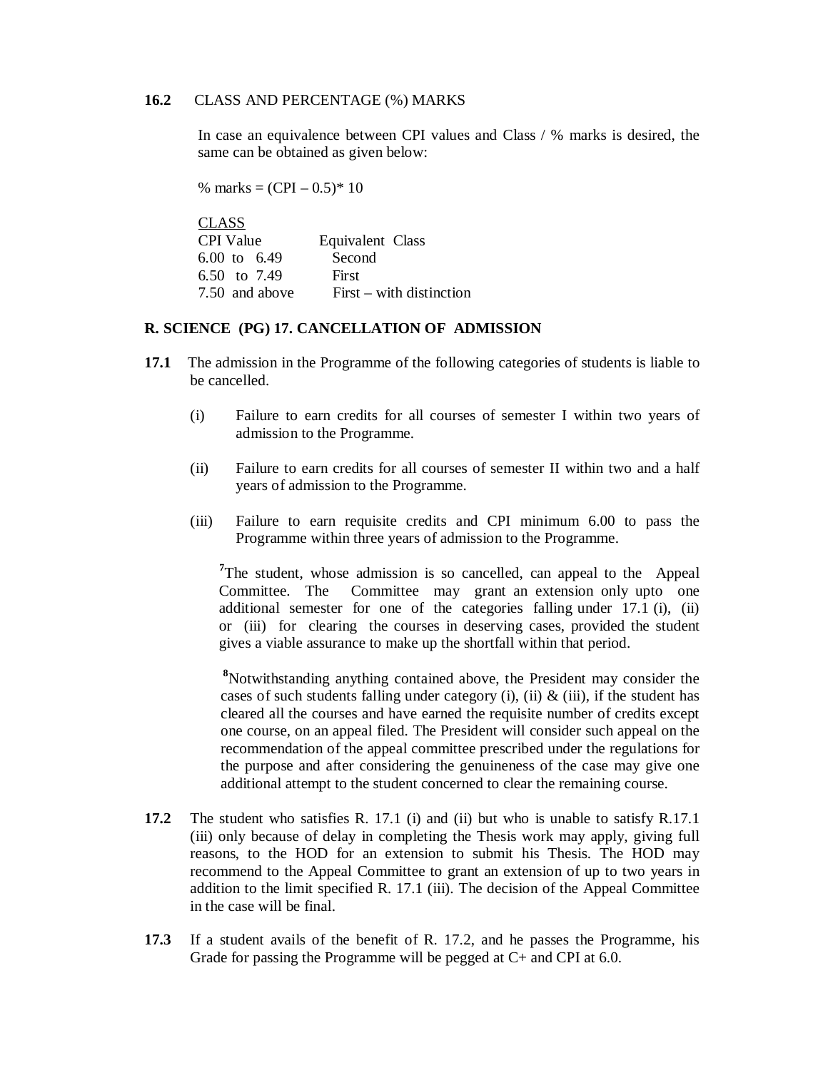**16.2** CLASS AND PERCENTAGE (%) MARKS

In case an equivalence between CPI values and Class / % marks is desired, the same can be obtained as given below:

% marks = (CPI – 0.5)* 10

<u>CLASS</u>

| CPI Value | Equivalent Class |
|---|---|
| 6.00 to 6.49 | Second |
| 6.50 to 7.49 | First |
| 7.50 and above | First – with distinction |

## R. SCIENCE (PG) 17. CANCELLATION OF ADMISSION

**17.1** The admission in the Programme of the following categories of students is liable to be cancelled.

(i) Failure to earn credits for all courses of semester I within two years of admission to the Programme.

(ii) Failure to earn credits for all courses of semester II within two and a half years of admission to the Programme.

(iii) Failure to earn requisite credits and CPI minimum 6.00 to pass the Programme within three years of admission to the Programme.

[7]The student, whose admission is so cancelled, can appeal to the Appeal Committee. The Committee may grant an extension only upto one additional semester for one of the categories falling under 17.1 (i), (ii) or (iii) for clearing the courses in deserving cases, provided the student gives a viable assurance to make up the shortfall within that period.

[8]Notwithstanding anything contained above, the President may consider the cases of such students falling under category (i), (ii) & (iii), if the student has cleared all the courses and have earned the requisite number of credits except one course, on an appeal filed. The President will consider such appeal on the recommendation of the appeal committee prescribed under the regulations for the purpose and after considering the genuineness of the case may give one additional attempt to the student concerned to clear the remaining course.

**17.2** The student who satisfies R. 17.1 (i) and (ii) but who is unable to satisfy R.17.1 (iii) only because of delay in completing the Thesis work may apply, giving full reasons, to the HOD for an extension to submit his Thesis. The HOD may recommend to the Appeal Committee to grant an extension of up to two years in addition to the limit specified R. 17.1 (iii). The decision of the Appeal Committee in the case will be final.

**17.3** If a student avails of the benefit of R. 17.2, and he passes the Programme, his Grade for passing the Programme will be pegged at C+ and CPI at 6.0.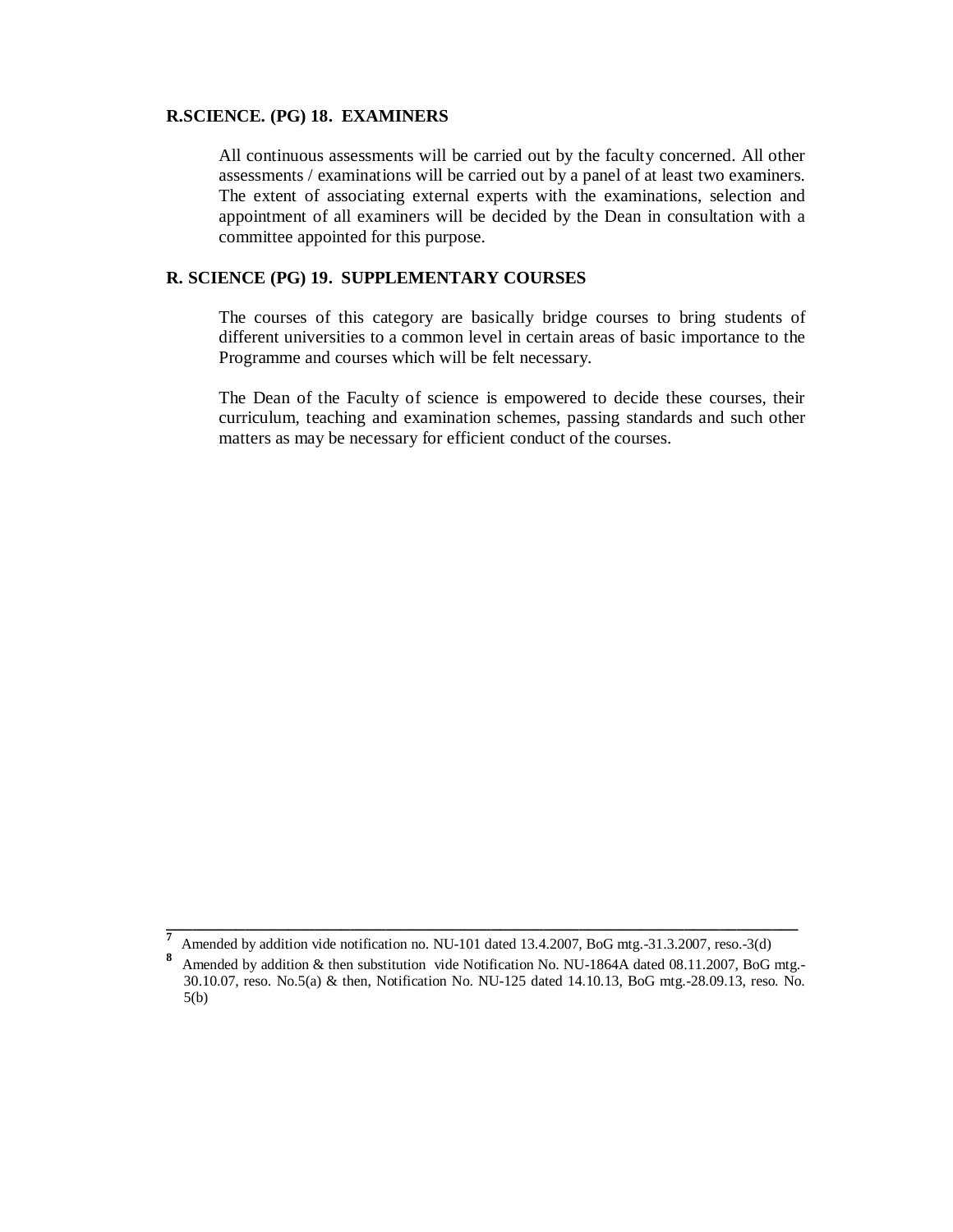**R.SCIENCE. (PG) 18. EXAMINERS**

All continuous assessments will be carried out by the faculty concerned. All other assessments / examinations will be carried out by a panel of at least two examiners. The extent of associating external experts with the examinations, selection and appointment of all examiners will be decided by the Dean in consultation with a committee appointed for this purpose.

**R. SCIENCE (PG) 19. SUPPLEMENTARY COURSES**

The courses of this category are basically bridge courses to bring students of different universities to a common level in certain areas of basic importance to the Programme and courses which will be felt necessary.

The Dean of the Faculty of science is empowered to decide these courses, their curriculum, teaching and examination schemes, passing standards and such other matters as may be necessary for efficient conduct of the courses.

---

[7] Amended by addition vide notification no. NU-101 dated 13.4.2007, BoG mtg.-31.3.2007, reso.-3(d)

[8] Amended by addition & then substitution vide Notification No. NU-1864A dated 08.11.2007, BoG mtg.-30.10.07, reso. No.5(a) & then, Notification No. NU-125 dated 14.10.13, BoG mtg.-28.09.13, reso. No. 5(b)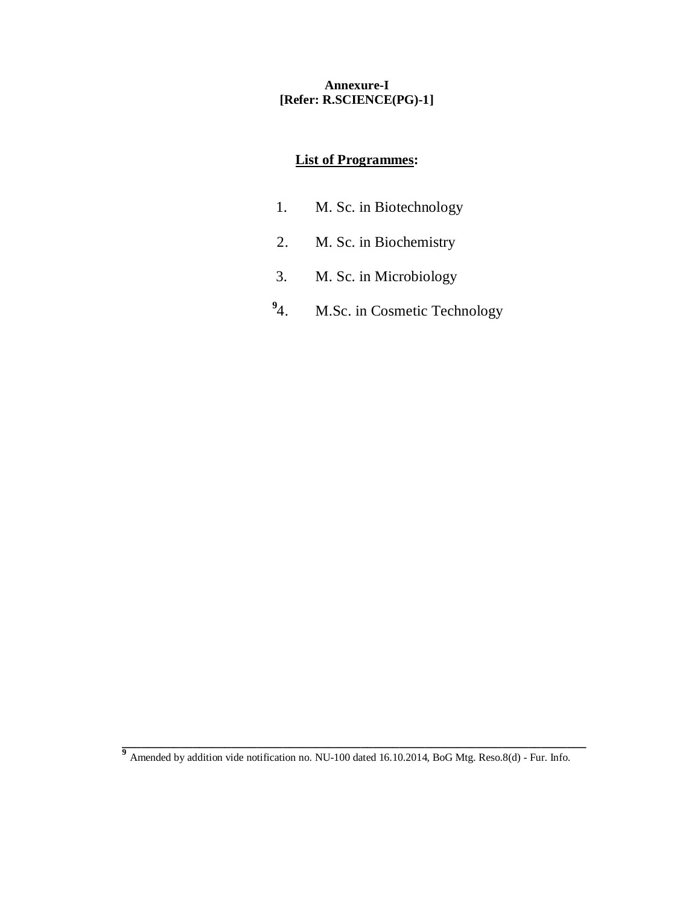**Annexure-I**
**[Refer: R.SCIENCE(PG)-1]**

**List of Programmes:**

1. M. Sc. in Biotechnology
2. M. Sc. in Biochemistry
3. M. Sc. in Microbiology
4. [9] M.Sc. in Cosmetic Technology

---

[9] Amended by addition vide notification no. NU-100 dated 16.10.2014, BoG Mtg. Reso.8(d) - Fur. Info.